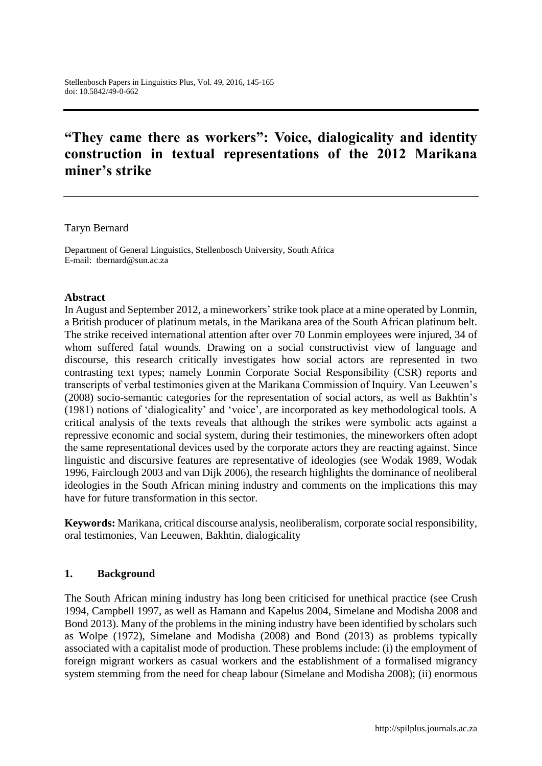# "They came there as workers": Voice, dialogicality and identity construction in textual representations of the 2012 Marikana miner's strike

Taryn Bernard

Department of General Linguistics, Stellenbosch University, South Africa
E-mail: tbernard@sun.ac.za

## Abstract

In August and September 2012, a mineworkers' strike took place at a mine operated by Lonmin, a British producer of platinum metals, in the Marikana area of the South African platinum belt. The strike received international attention after over 70 Lonmin employees were injured, 34 of whom suffered fatal wounds. Drawing on a social constructivist view of language and discourse, this research critically investigates how social actors are represented in two contrasting text types; namely Lonmin Corporate Social Responsibility (CSR) reports and transcripts of verbal testimonies given at the Marikana Commission of Inquiry. Van Leeuwen's (2008) socio-semantic categories for the representation of social actors, as well as Bakhtin's (1981) notions of 'dialogicality' and 'voice', are incorporated as key methodological tools. A critical analysis of the texts reveals that although the strikes were symbolic acts against a repressive economic and social system, during their testimonies, the mineworkers often adopt the same representational devices used by the corporate actors they are reacting against. Since linguistic and discursive features are representative of ideologies (see Wodak 1989, Wodak 1996, Fairclough 2003 and van Dijk 2006), the research highlights the dominance of neoliberal ideologies in the South African mining industry and comments on the implications this may have for future transformation in this sector.

**Keywords:** Marikana, critical discourse analysis, neoliberalism, corporate social responsibility, oral testimonies, Van Leeuwen, Bakhtin, dialogicality

## 1. Background

The South African mining industry has long been criticised for unethical practice (see Crush 1994, Campbell 1997, as well as Hamann and Kapelus 2004, Simelane and Modisha 2008 and Bond 2013). Many of the problems in the mining industry have been identified by scholars such as Wolpe (1972), Simelane and Modisha (2008) and Bond (2013) as problems typically associated with a capitalist mode of production. These problems include: (i) the employment of foreign migrant workers as casual workers and the establishment of a formalised migrancy system stemming from the need for cheap labour (Simelane and Modisha 2008); (ii) enormous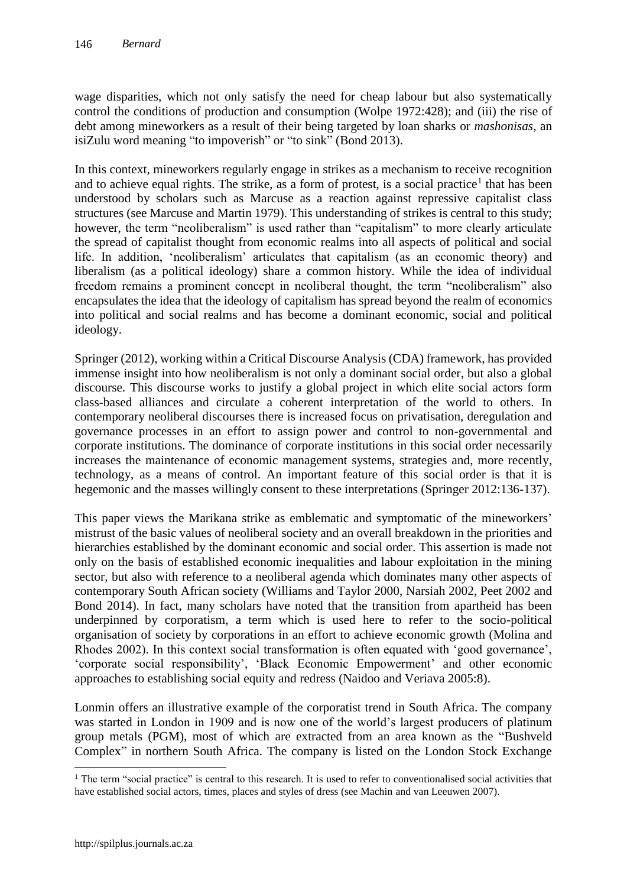wage disparities, which not only satisfy the need for cheap labour but also systematically control the conditions of production and consumption (Wolpe 1972:428); and (iii) the rise of debt among mineworkers as a result of their being targeted by loan sharks or *mashonisas*, an isiZulu word meaning "to impoverish" or "to sink" (Bond 2013).

In this context, mineworkers regularly engage in strikes as a mechanism to receive recognition and to achieve equal rights. The strike, as a form of protest, is a social practice[1] that has been understood by scholars such as Marcuse as a reaction against repressive capitalist class structures (see Marcuse and Martin 1979). This understanding of strikes is central to this study; however, the term "neoliberalism" is used rather than "capitalism" to more clearly articulate the spread of capitalist thought from economic realms into all aspects of political and social life. In addition, 'neoliberalism' articulates that capitalism (as an economic theory) and liberalism (as a political ideology) share a common history. While the idea of individual freedom remains a prominent concept in neoliberal thought, the term "neoliberalism" also encapsulates the idea that the ideology of capitalism has spread beyond the realm of economics into political and social realms and has become a dominant economic, social and political ideology.

Springer (2012), working within a Critical Discourse Analysis (CDA) framework, has provided immense insight into how neoliberalism is not only a dominant social order, but also a global discourse. This discourse works to justify a global project in which elite social actors form class-based alliances and circulate a coherent interpretation of the world to others. In contemporary neoliberal discourses there is increased focus on privatisation, deregulation and governance processes in an effort to assign power and control to non-governmental and corporate institutions. The dominance of corporate institutions in this social order necessarily increases the maintenance of economic management systems, strategies and, more recently, technology, as a means of control. An important feature of this social order is that it is hegemonic and the masses willingly consent to these interpretations (Springer 2012:136-137).

This paper views the Marikana strike as emblematic and symptomatic of the mineworkers' mistrust of the basic values of neoliberal society and an overall breakdown in the priorities and hierarchies established by the dominant economic and social order. This assertion is made not only on the basis of established economic inequalities and labour exploitation in the mining sector, but also with reference to a neoliberal agenda which dominates many other aspects of contemporary South African society (Williams and Taylor 2000, Narsiah 2002, Peet 2002 and Bond 2014). In fact, many scholars have noted that the transition from apartheid has been underpinned by corporatism, a term which is used here to refer to the socio-political organisation of society by corporations in an effort to achieve economic growth (Molina and Rhodes 2002). In this context social transformation is often equated with 'good governance', 'corporate social responsibility', 'Black Economic Empowerment' and other economic approaches to establishing social equity and redress (Naidoo and Veriava 2005:8).

Lonmin offers an illustrative example of the corporatist trend in South Africa. The company was started in London in 1909 and is now one of the world's largest producers of platinum group metals (PGM), most of which are extracted from an area known as the "Bushveld Complex" in northern South Africa. The company is listed on the London Stock Exchange

[1] The term "social practice" is central to this research. It is used to refer to conventionalised social activities that have established social actors, times, places and styles of dress (see Machin and van Leeuwen 2007).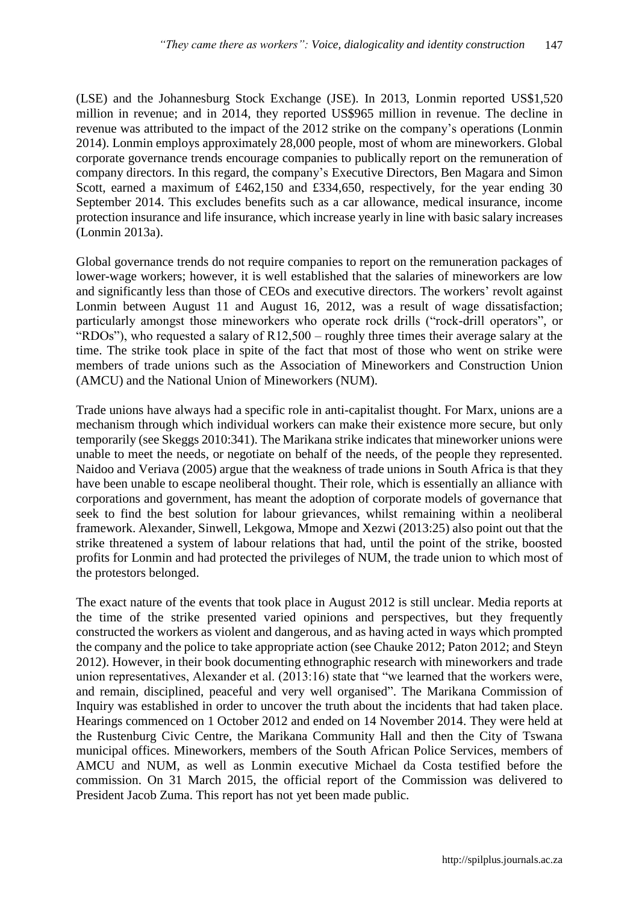(LSE) and the Johannesburg Stock Exchange (JSE). In 2013, Lonmin reported US$1,520 million in revenue; and in 2014, they reported US$965 million in revenue. The decline in revenue was attributed to the impact of the 2012 strike on the company's operations (Lonmin 2014). Lonmin employs approximately 28,000 people, most of whom are mineworkers. Global corporate governance trends encourage companies to publically report on the remuneration of company directors. In this regard, the company's Executive Directors, Ben Magara and Simon Scott, earned a maximum of £462,150 and £334,650, respectively, for the year ending 30 September 2014. This excludes benefits such as a car allowance, medical insurance, income protection insurance and life insurance, which increase yearly in line with basic salary increases (Lonmin 2013a).

Global governance trends do not require companies to report on the remuneration packages of lower-wage workers; however, it is well established that the salaries of mineworkers are low and significantly less than those of CEOs and executive directors. The workers' revolt against Lonmin between August 11 and August 16, 2012, was a result of wage dissatisfaction; particularly amongst those mineworkers who operate rock drills ("rock-drill operators", or "RDOs"), who requested a salary of R12,500 – roughly three times their average salary at the time. The strike took place in spite of the fact that most of those who went on strike were members of trade unions such as the Association of Mineworkers and Construction Union (AMCU) and the National Union of Mineworkers (NUM).

Trade unions have always had a specific role in anti-capitalist thought. For Marx, unions are a mechanism through which individual workers can make their existence more secure, but only temporarily (see Skeggs 2010:341). The Marikana strike indicates that mineworker unions were unable to meet the needs, or negotiate on behalf of the needs, of the people they represented. Naidoo and Veriava (2005) argue that the weakness of trade unions in South Africa is that they have been unable to escape neoliberal thought. Their role, which is essentially an alliance with corporations and government, has meant the adoption of corporate models of governance that seek to find the best solution for labour grievances, whilst remaining within a neoliberal framework. Alexander, Sinwell, Lekgowa, Mmope and Xezwi (2013:25) also point out that the strike threatened a system of labour relations that had, until the point of the strike, boosted profits for Lonmin and had protected the privileges of NUM, the trade union to which most of the protestors belonged.

The exact nature of the events that took place in August 2012 is still unclear. Media reports at the time of the strike presented varied opinions and perspectives, but they frequently constructed the workers as violent and dangerous, and as having acted in ways which prompted the company and the police to take appropriate action (see Chauke 2012; Paton 2012; and Steyn 2012). However, in their book documenting ethnographic research with mineworkers and trade union representatives, Alexander et al. (2013:16) state that "we learned that the workers were, and remain, disciplined, peaceful and very well organised". The Marikana Commission of Inquiry was established in order to uncover the truth about the incidents that had taken place. Hearings commenced on 1 October 2012 and ended on 14 November 2014. They were held at the Rustenburg Civic Centre, the Marikana Community Hall and then the City of Tswana municipal offices. Mineworkers, members of the South African Police Services, members of AMCU and NUM, as well as Lonmin executive Michael da Costa testified before the commission. On 31 March 2015, the official report of the Commission was delivered to President Jacob Zuma. This report has not yet been made public.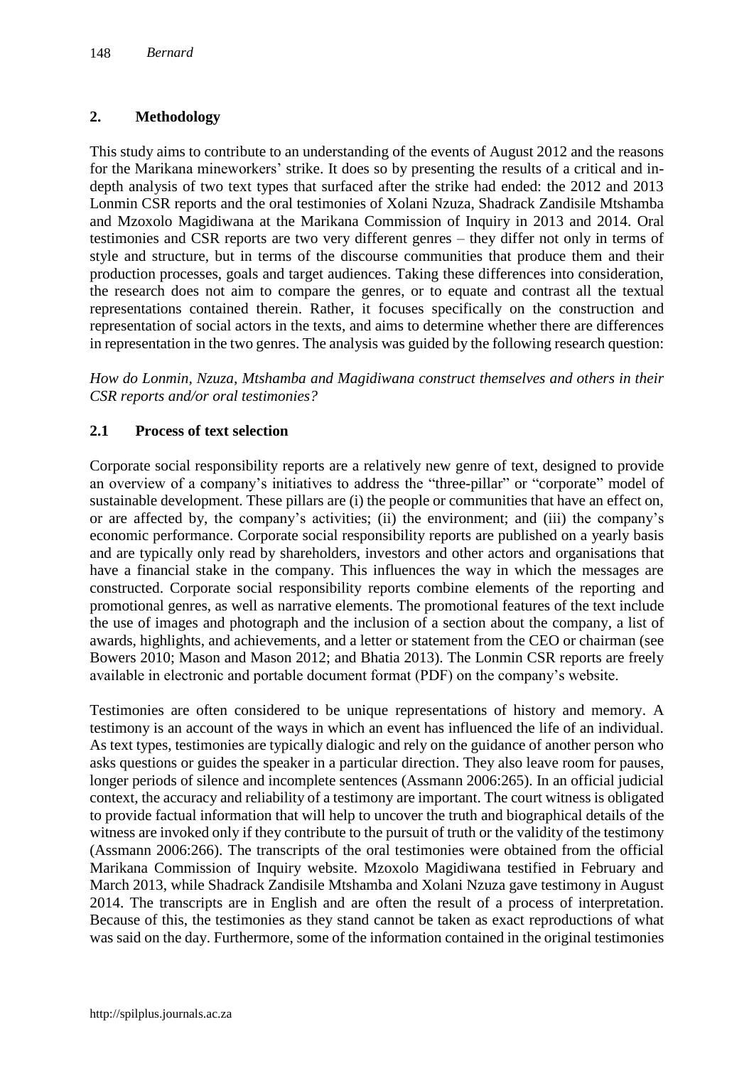## 2. Methodology

This study aims to contribute to an understanding of the events of August 2012 and the reasons for the Marikana mineworkers' strike. It does so by presenting the results of a critical and in-depth analysis of two text types that surfaced after the strike had ended: the 2012 and 2013 Lonmin CSR reports and the oral testimonies of Xolani Nzuza, Shadrack Zandisile Mtshamba and Mzoxolo Magidiwana at the Marikana Commission of Inquiry in 2013 and 2014. Oral testimonies and CSR reports are two very different genres – they differ not only in terms of style and structure, but in terms of the discourse communities that produce them and their production processes, goals and target audiences. Taking these differences into consideration, the research does not aim to compare the genres, or to equate and contrast all the textual representations contained therein. Rather, it focuses specifically on the construction and representation of social actors in the texts, and aims to determine whether there are differences in representation in the two genres. The analysis was guided by the following research question:

*How do Lonmin, Nzuza, Mtshamba and Magidiwana construct themselves and others in their CSR reports and/or oral testimonies?*

### 2.1 Process of text selection

Corporate social responsibility reports are a relatively new genre of text, designed to provide an overview of a company's initiatives to address the "three-pillar" or "corporate" model of sustainable development. These pillars are (i) the people or communities that have an effect on, or are affected by, the company's activities; (ii) the environment; and (iii) the company's economic performance. Corporate social responsibility reports are published on a yearly basis and are typically only read by shareholders, investors and other actors and organisations that have a financial stake in the company. This influences the way in which the messages are constructed. Corporate social responsibility reports combine elements of the reporting and promotional genres, as well as narrative elements. The promotional features of the text include the use of images and photograph and the inclusion of a section about the company, a list of awards, highlights, and achievements, and a letter or statement from the CEO or chairman (see Bowers 2010; Mason and Mason 2012; and Bhatia 2013). The Lonmin CSR reports are freely available in electronic and portable document format (PDF) on the company's website.

Testimonies are often considered to be unique representations of history and memory. A testimony is an account of the ways in which an event has influenced the life of an individual. As text types, testimonies are typically dialogic and rely on the guidance of another person who asks questions or guides the speaker in a particular direction. They also leave room for pauses, longer periods of silence and incomplete sentences (Assmann 2006:265). In an official judicial context, the accuracy and reliability of a testimony are important. The court witness is obligated to provide factual information that will help to uncover the truth and biographical details of the witness are invoked only if they contribute to the pursuit of truth or the validity of the testimony (Assmann 2006:266). The transcripts of the oral testimonies were obtained from the official Marikana Commission of Inquiry website. Mzoxolo Magidiwana testified in February and March 2013, while Shadrack Zandisile Mtshamba and Xolani Nzuza gave testimony in August 2014. The transcripts are in English and are often the result of a process of interpretation. Because of this, the testimonies as they stand cannot be taken as exact reproductions of what was said on the day. Furthermore, some of the information contained in the original testimonies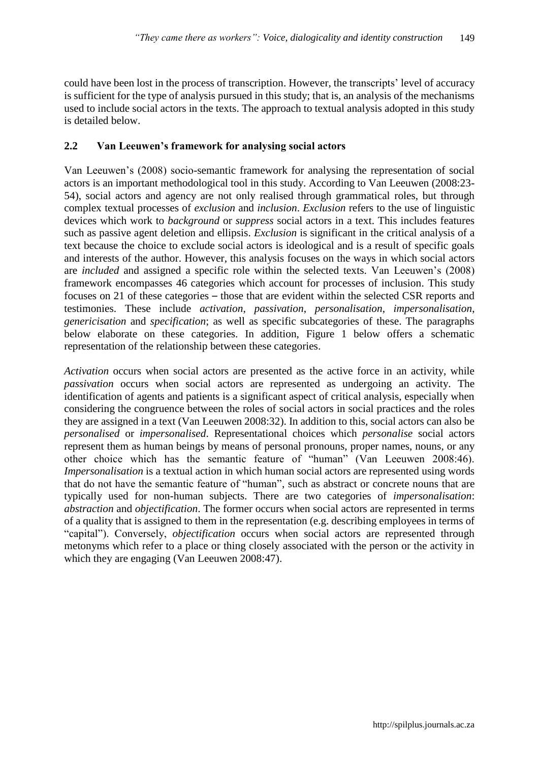could have been lost in the process of transcription. However, the transcripts' level of accuracy is sufficient for the type of analysis pursued in this study; that is, an analysis of the mechanisms used to include social actors in the texts. The approach to textual analysis adopted in this study is detailed below.

## 2.2 Van Leeuwen's framework for analysing social actors

Van Leeuwen's (2008) socio-semantic framework for analysing the representation of social actors is an important methodological tool in this study. According to Van Leeuwen (2008:23-54), social actors and agency are not only realised through grammatical roles, but through complex textual processes of *exclusion* and *inclusion*. *Exclusion* refers to the use of linguistic devices which work to *background* or *suppress* social actors in a text. This includes features such as passive agent deletion and ellipsis. *Exclusion* is significant in the critical analysis of a text because the choice to exclude social actors is ideological and is a result of specific goals and interests of the author. However, this analysis focuses on the ways in which social actors are *included* and assigned a specific role within the selected texts. Van Leeuwen's (2008) framework encompasses 46 categories which account for processes of inclusion. This study focuses on 21 of these categories – those that are evident within the selected CSR reports and testimonies. These include *activation*, *passivation*, *personalisation*, *impersonalisation*, *genericisation* and *specification*; as well as specific subcategories of these. The paragraphs below elaborate on these categories. In addition, Figure 1 below offers a schematic representation of the relationship between these categories.

*Activation* occurs when social actors are presented as the active force in an activity, while *passivation* occurs when social actors are represented as undergoing an activity. The identification of agents and patients is a significant aspect of critical analysis, especially when considering the congruence between the roles of social actors in social practices and the roles they are assigned in a text (Van Leeuwen 2008:32). In addition to this, social actors can also be *personalised* or *impersonalised*. Representational choices which *personalise* social actors represent them as human beings by means of personal pronouns, proper names, nouns, or any other choice which has the semantic feature of "human" (Van Leeuwen 2008:46). *Impersonalisation* is a textual action in which human social actors are represented using words that do not have the semantic feature of "human", such as abstract or concrete nouns that are typically used for non-human subjects. There are two categories of *impersonalisation*: *abstraction* and *objectification*. The former occurs when social actors are represented in terms of a quality that is assigned to them in the representation (e.g. describing employees in terms of "capital"). Conversely, *objectification* occurs when social actors are represented through metonyms which refer to a place or thing closely associated with the person or the activity in which they are engaging (Van Leeuwen 2008:47).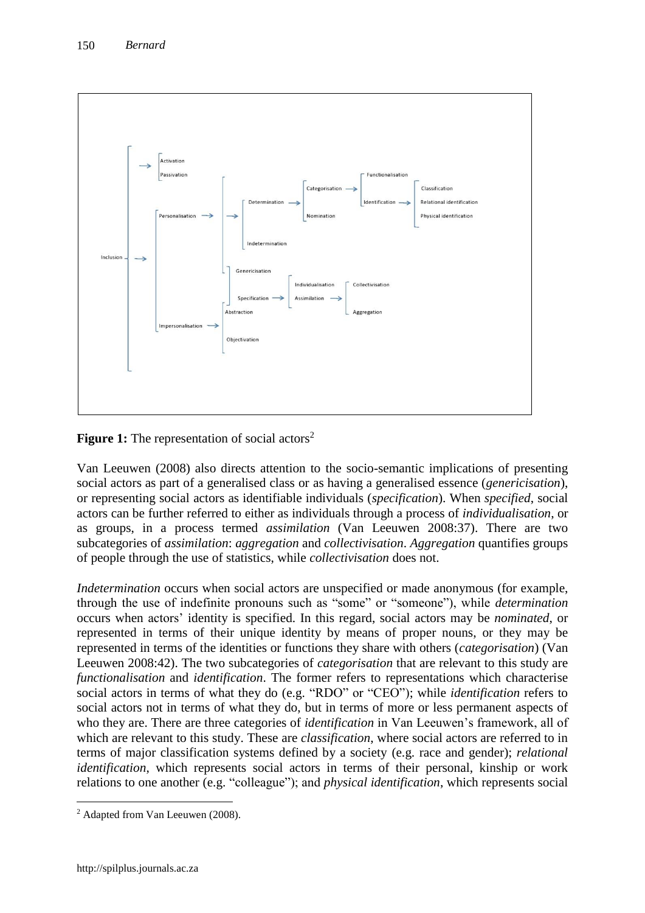- Inclusion
  - Activation
  - Passivation
- Inclusion
  - Personalisation
    - Determination
      - Categorisation
        - Functionalisation
        - Identification
          - Classification
          - Relational identification
          - Physical identification
      - Nomination
    - Indetermination
    - Genericisation
    - Specification
      - Individualisation
      - Assimilation
        - Collectivisation
        - Aggregation
  - Impersonalisation
    - Abstraction
    - Objectivation

**Figure 1:** The representation of social actors[2]

Van Leeuwen (2008) also directs attention to the socio-semantic implications of presenting social actors as part of a generalised class or as having a generalised essence (*genericisation*), or representing social actors as identifiable individuals (*specification*). When *specified*, social actors can be further referred to either as individuals through a process of *individualisation*, or as groups, in a process termed *assimilation* (Van Leeuwen 2008:37). There are two subcategories of *assimilation*: *aggregation* and *collectivisation*. *Aggregation* quantifies groups of people through the use of statistics, while *collectivisation* does not.

*Indetermination* occurs when social actors are unspecified or made anonymous (for example, through the use of indefinite pronouns such as "some" or "someone"), while *determination* occurs when actors' identity is specified. In this regard, social actors may be *nominated*, or represented in terms of their unique identity by means of proper nouns, or they may be represented in terms of the identities or functions they share with others (*categorisation*) (Van Leeuwen 2008:42). The two subcategories of *categorisation* that are relevant to this study are *functionalisation* and *identification*. The former refers to representations which characterise social actors in terms of what they do (e.g. "RDO" or "CEO"); while *identification* refers to social actors not in terms of what they do, but in terms of more or less permanent aspects of who they are. There are three categories of *identification* in Van Leeuwen's framework, all of which are relevant to this study. These are *classification*, where social actors are referred to in terms of major classification systems defined by a society (e.g. race and gender); *relational identification*, which represents social actors in terms of their personal, kinship or work relations to one another (e.g. "colleague"); and *physical identification*, which represents social

[2] Adapted from Van Leeuwen (2008).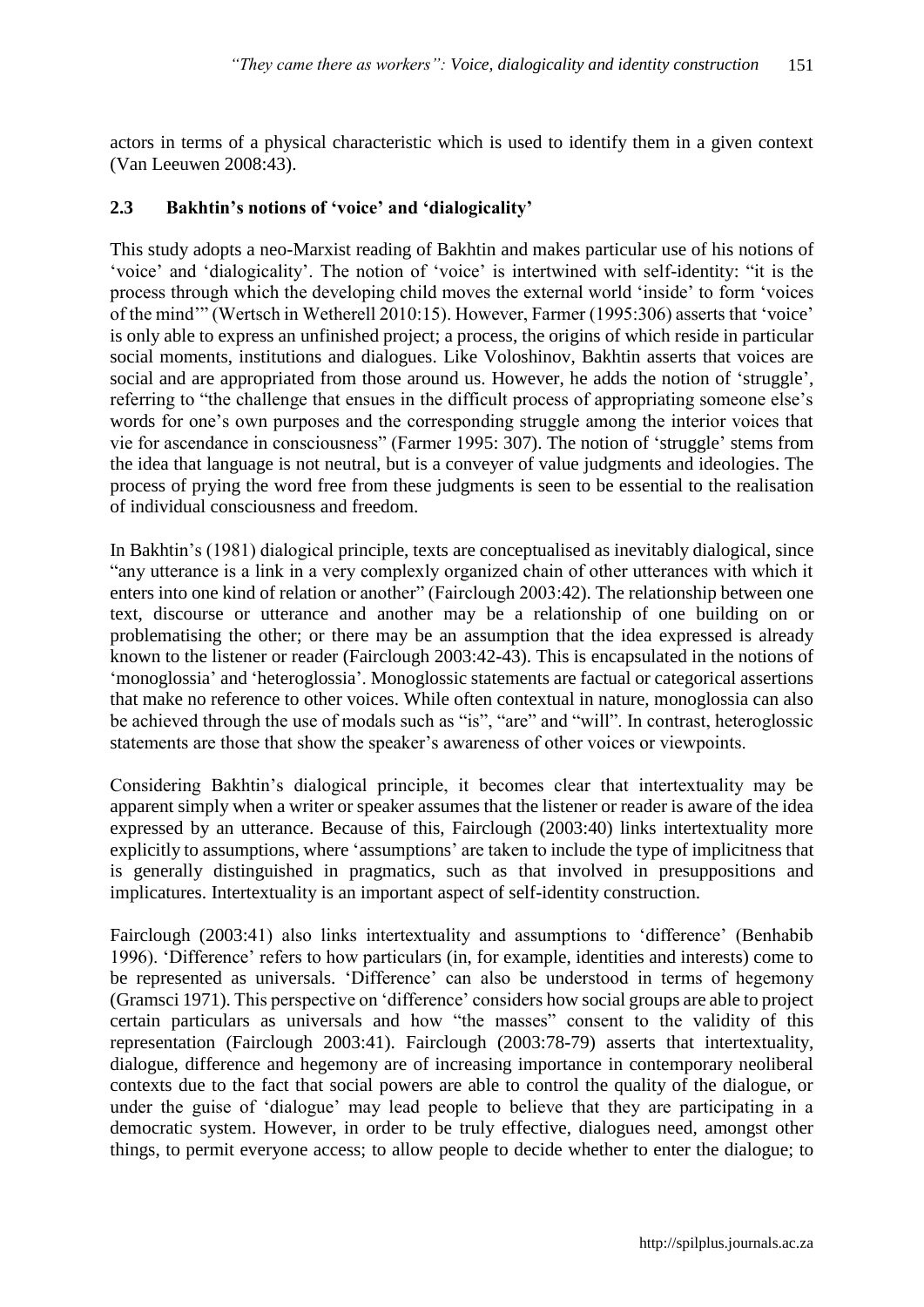actors in terms of a physical characteristic which is used to identify them in a given context (Van Leeuwen 2008:43).

### 2.3 Bakhtin's notions of 'voice' and 'dialogicality'

This study adopts a neo-Marxist reading of Bakhtin and makes particular use of his notions of 'voice' and 'dialogicality'. The notion of 'voice' is intertwined with self-identity: "it is the process through which the developing child moves the external world 'inside' to form 'voices of the mind'" (Wertsch in Wetherell 2010:15). However, Farmer (1995:306) asserts that 'voice' is only able to express an unfinished project; a process, the origins of which reside in particular social moments, institutions and dialogues. Like Voloshinov, Bakhtin asserts that voices are social and are appropriated from those around us. However, he adds the notion of 'struggle', referring to "the challenge that ensues in the difficult process of appropriating someone else's words for one's own purposes and the corresponding struggle among the interior voices that vie for ascendance in consciousness" (Farmer 1995: 307). The notion of 'struggle' stems from the idea that language is not neutral, but is a conveyer of value judgments and ideologies. The process of prying the word free from these judgments is seen to be essential to the realisation of individual consciousness and freedom.

In Bakhtin's (1981) dialogical principle, texts are conceptualised as inevitably dialogical, since "any utterance is a link in a very complexly organized chain of other utterances with which it enters into one kind of relation or another" (Fairclough 2003:42). The relationship between one text, discourse or utterance and another may be a relationship of one building on or problematising the other; or there may be an assumption that the idea expressed is already known to the listener or reader (Fairclough 2003:42-43). This is encapsulated in the notions of 'monoglossia' and 'heteroglossia'. Monoglossic statements are factual or categorical assertions that make no reference to other voices. While often contextual in nature, monoglossia can also be achieved through the use of modals such as "is", "are" and "will". In contrast, heteroglossic statements are those that show the speaker's awareness of other voices or viewpoints.

Considering Bakhtin's dialogical principle, it becomes clear that intertextuality may be apparent simply when a writer or speaker assumes that the listener or reader is aware of the idea expressed by an utterance. Because of this, Fairclough (2003:40) links intertextuality more explicitly to assumptions, where 'assumptions' are taken to include the type of implicitness that is generally distinguished in pragmatics, such as that involved in presuppositions and implicatures. Intertextuality is an important aspect of self-identity construction.

Fairclough (2003:41) also links intertextuality and assumptions to 'difference' (Benhabib 1996). 'Difference' refers to how particulars (in, for example, identities and interests) come to be represented as universals. 'Difference' can also be understood in terms of hegemony (Gramsci 1971). This perspective on 'difference' considers how social groups are able to project certain particulars as universals and how "the masses" consent to the validity of this representation (Fairclough 2003:41). Fairclough (2003:78-79) asserts that intertextuality, dialogue, difference and hegemony are of increasing importance in contemporary neoliberal contexts due to the fact that social powers are able to control the quality of the dialogue, or under the guise of 'dialogue' may lead people to believe that they are participating in a democratic system. However, in order to be truly effective, dialogues need, amongst other things, to permit everyone access; to allow people to decide whether to enter the dialogue; to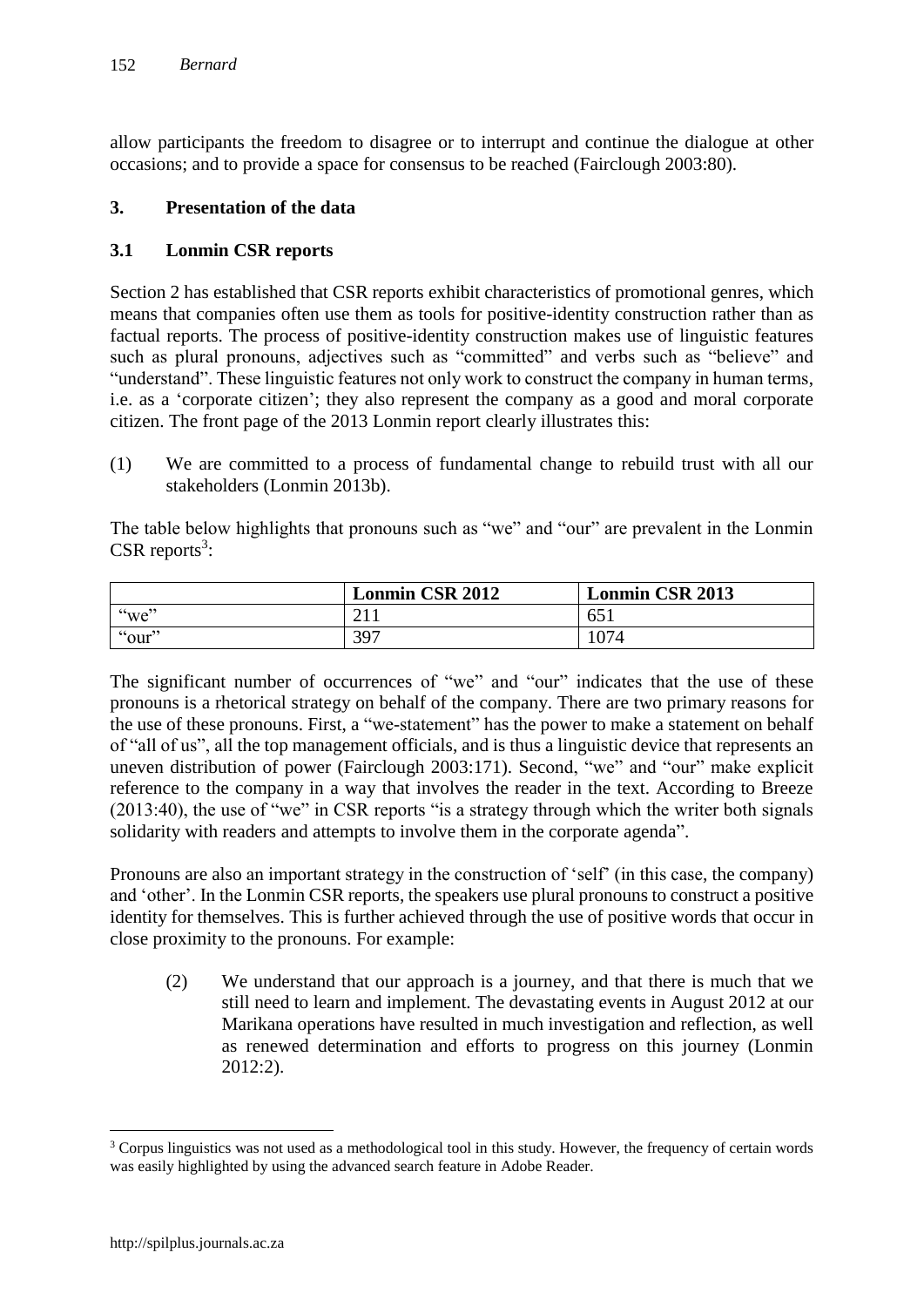allow participants the freedom to disagree or to interrupt and continue the dialogue at other occasions; and to provide a space for consensus to be reached (Fairclough 2003:80).

## 3. Presentation of the data

### 3.1 Lonmin CSR reports

Section 2 has established that CSR reports exhibit characteristics of promotional genres, which means that companies often use them as tools for positive-identity construction rather than as factual reports. The process of positive-identity construction makes use of linguistic features such as plural pronouns, adjectives such as "committed" and verbs such as "believe" and "understand". These linguistic features not only work to construct the company in human terms, i.e. as a 'corporate citizen'; they also represent the company as a good and moral corporate citizen. The front page of the 2013 Lonmin report clearly illustrates this:

(1) We are committed to a process of fundamental change to rebuild trust with all our stakeholders (Lonmin 2013b).

The table below highlights that pronouns such as "we" and "our" are prevalent in the Lonmin CSR reports[3]:

| | **Lonmin CSR 2012** | **Lonmin CSR 2013** |
|---|---|---|
| "we" | 211 | 651 |
| "our" | 397 | 1074 |

The significant number of occurrences of "we" and "our" indicates that the use of these pronouns is a rhetorical strategy on behalf of the company. There are two primary reasons for the use of these pronouns. First, a "we-statement" has the power to make a statement on behalf of "all of us", all the top management officials, and is thus a linguistic device that represents an uneven distribution of power (Fairclough 2003:171). Second, "we" and "our" make explicit reference to the company in a way that involves the reader in the text. According to Breeze (2013:40), the use of "we" in CSR reports "is a strategy through which the writer both signals solidarity with readers and attempts to involve them in the corporate agenda".

Pronouns are also an important strategy in the construction of 'self' (in this case, the company) and 'other'. In the Lonmin CSR reports, the speakers use plural pronouns to construct a positive identity for themselves. This is further achieved through the use of positive words that occur in close proximity to the pronouns. For example:

(2) We understand that our approach is a journey, and that there is much that we still need to learn and implement. The devastating events in August 2012 at our Marikana operations have resulted in much investigation and reflection, as well as renewed determination and efforts to progress on this journey (Lonmin 2012:2).

[3] Corpus linguistics was not used as a methodological tool in this study. However, the frequency of certain words was easily highlighted by using the advanced search feature in Adobe Reader.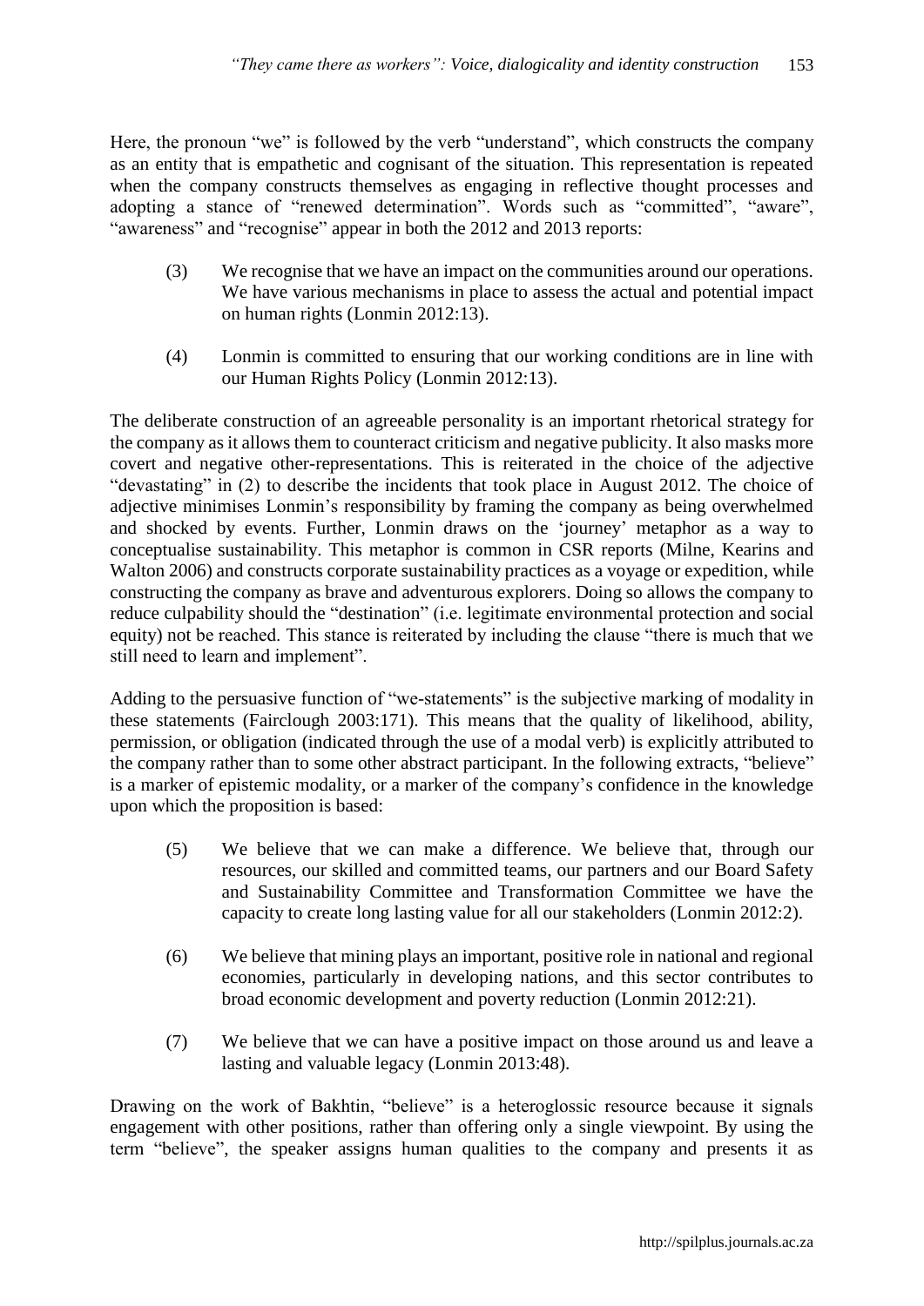Here, the pronoun "we" is followed by the verb "understand", which constructs the company as an entity that is empathetic and cognisant of the situation. This representation is repeated when the company constructs themselves as engaging in reflective thought processes and adopting a stance of "renewed determination". Words such as "committed", "aware", "awareness" and "recognise" appear in both the 2012 and 2013 reports:

(3) We recognise that we have an impact on the communities around our operations. We have various mechanisms in place to assess the actual and potential impact on human rights (Lonmin 2012:13).

(4) Lonmin is committed to ensuring that our working conditions are in line with our Human Rights Policy (Lonmin 2012:13).

The deliberate construction of an agreeable personality is an important rhetorical strategy for the company as it allows them to counteract criticism and negative publicity. It also masks more covert and negative other-representations. This is reiterated in the choice of the adjective "devastating" in (2) to describe the incidents that took place in August 2012. The choice of adjective minimises Lonmin's responsibility by framing the company as being overwhelmed and shocked by events. Further, Lonmin draws on the 'journey' metaphor as a way to conceptualise sustainability. This metaphor is common in CSR reports (Milne, Kearins and Walton 2006) and constructs corporate sustainability practices as a voyage or expedition, while constructing the company as brave and adventurous explorers. Doing so allows the company to reduce culpability should the "destination" (i.e. legitimate environmental protection and social equity) not be reached. This stance is reiterated by including the clause "there is much that we still need to learn and implement".

Adding to the persuasive function of "we-statements" is the subjective marking of modality in these statements (Fairclough 2003:171). This means that the quality of likelihood, ability, permission, or obligation (indicated through the use of a modal verb) is explicitly attributed to the company rather than to some other abstract participant. In the following extracts, "believe" is a marker of epistemic modality, or a marker of the company's confidence in the knowledge upon which the proposition is based:

(5) We believe that we can make a difference. We believe that, through our resources, our skilled and committed teams, our partners and our Board Safety and Sustainability Committee and Transformation Committee we have the capacity to create long lasting value for all our stakeholders (Lonmin 2012:2).

(6) We believe that mining plays an important, positive role in national and regional economies, particularly in developing nations, and this sector contributes to broad economic development and poverty reduction (Lonmin 2012:21).

(7) We believe that we can have a positive impact on those around us and leave a lasting and valuable legacy (Lonmin 2013:48).

Drawing on the work of Bakhtin, "believe" is a heteroglossic resource because it signals engagement with other positions, rather than offering only a single viewpoint. By using the term "believe", the speaker assigns human qualities to the company and presents it as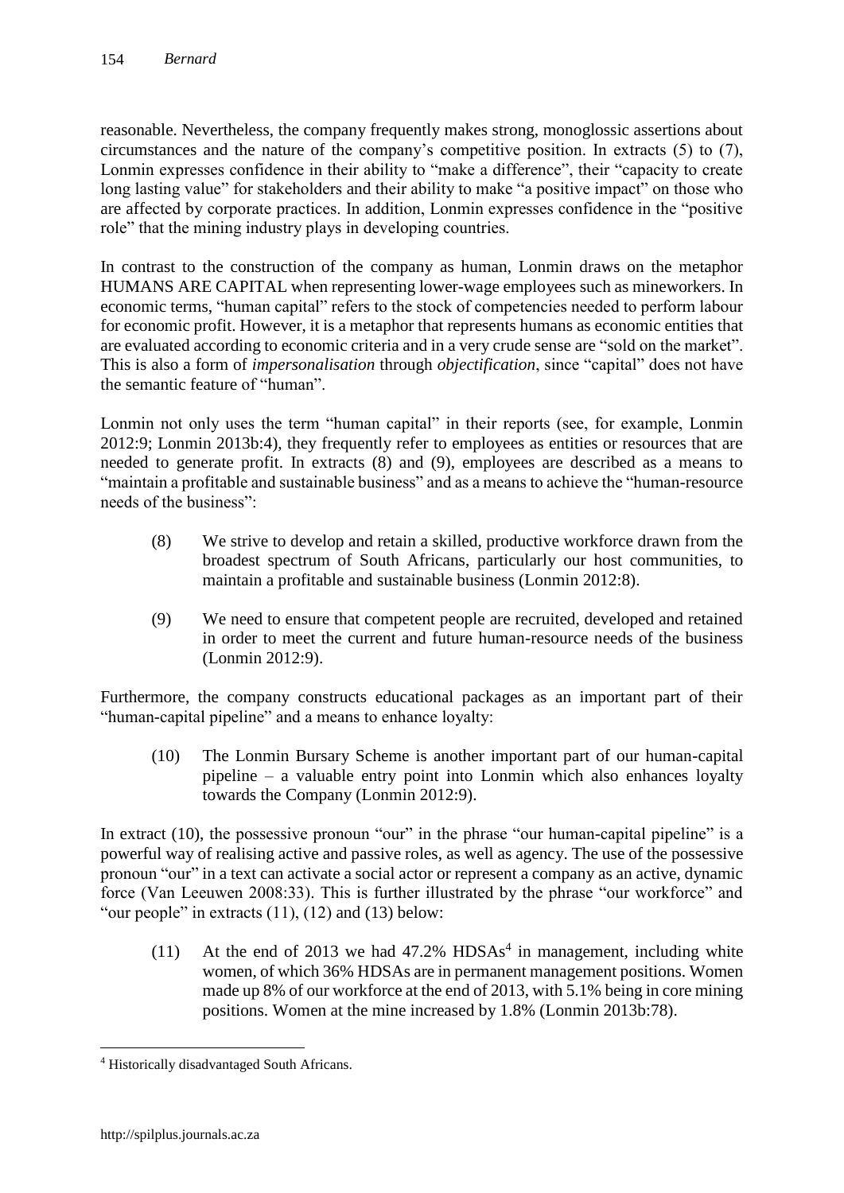reasonable. Nevertheless, the company frequently makes strong, monoglossic assertions about circumstances and the nature of the company's competitive position. In extracts (5) to (7), Lonmin expresses confidence in their ability to "make a difference", their "capacity to create long lasting value" for stakeholders and their ability to make "a positive impact" on those who are affected by corporate practices. In addition, Lonmin expresses confidence in the "positive role" that the mining industry plays in developing countries.

In contrast to the construction of the company as human, Lonmin draws on the metaphor HUMANS ARE CAPITAL when representing lower-wage employees such as mineworkers. In economic terms, "human capital" refers to the stock of competencies needed to perform labour for economic profit. However, it is a metaphor that represents humans as economic entities that are evaluated according to economic criteria and in a very crude sense are "sold on the market". This is also a form of *impersonalisation* through *objectification*, since "capital" does not have the semantic feature of "human".

Lonmin not only uses the term "human capital" in their reports (see, for example, Lonmin 2012:9; Lonmin 2013b:4), they frequently refer to employees as entities or resources that are needed to generate profit. In extracts (8) and (9), employees are described as a means to "maintain a profitable and sustainable business" and as a means to achieve the "human-resource needs of the business":

> (8) We strive to develop and retain a skilled, productive workforce drawn from the broadest spectrum of South Africans, particularly our host communities, to maintain a profitable and sustainable business (Lonmin 2012:8).

> (9) We need to ensure that competent people are recruited, developed and retained in order to meet the current and future human-resource needs of the business (Lonmin 2012:9).

Furthermore, the company constructs educational packages as an important part of their "human-capital pipeline" and a means to enhance loyalty:

> (10) The Lonmin Bursary Scheme is another important part of our human-capital pipeline – a valuable entry point into Lonmin which also enhances loyalty towards the Company (Lonmin 2012:9).

In extract (10), the possessive pronoun "our" in the phrase "our human-capital pipeline" is a powerful way of realising active and passive roles, as well as agency. The use of the possessive pronoun "our" in a text can activate a social actor or represent a company as an active, dynamic force (Van Leeuwen 2008:33). This is further illustrated by the phrase "our workforce" and "our people" in extracts (11), (12) and (13) below:

> (11) At the end of 2013 we had 47.2% HDSAs[4] in management, including white women, of which 36% HDSAs are in permanent management positions. Women made up 8% of our workforce at the end of 2013, with 5.1% being in core mining positions. Women at the mine increased by 1.8% (Lonmin 2013b:78).

---

[4] Historically disadvantaged South Africans.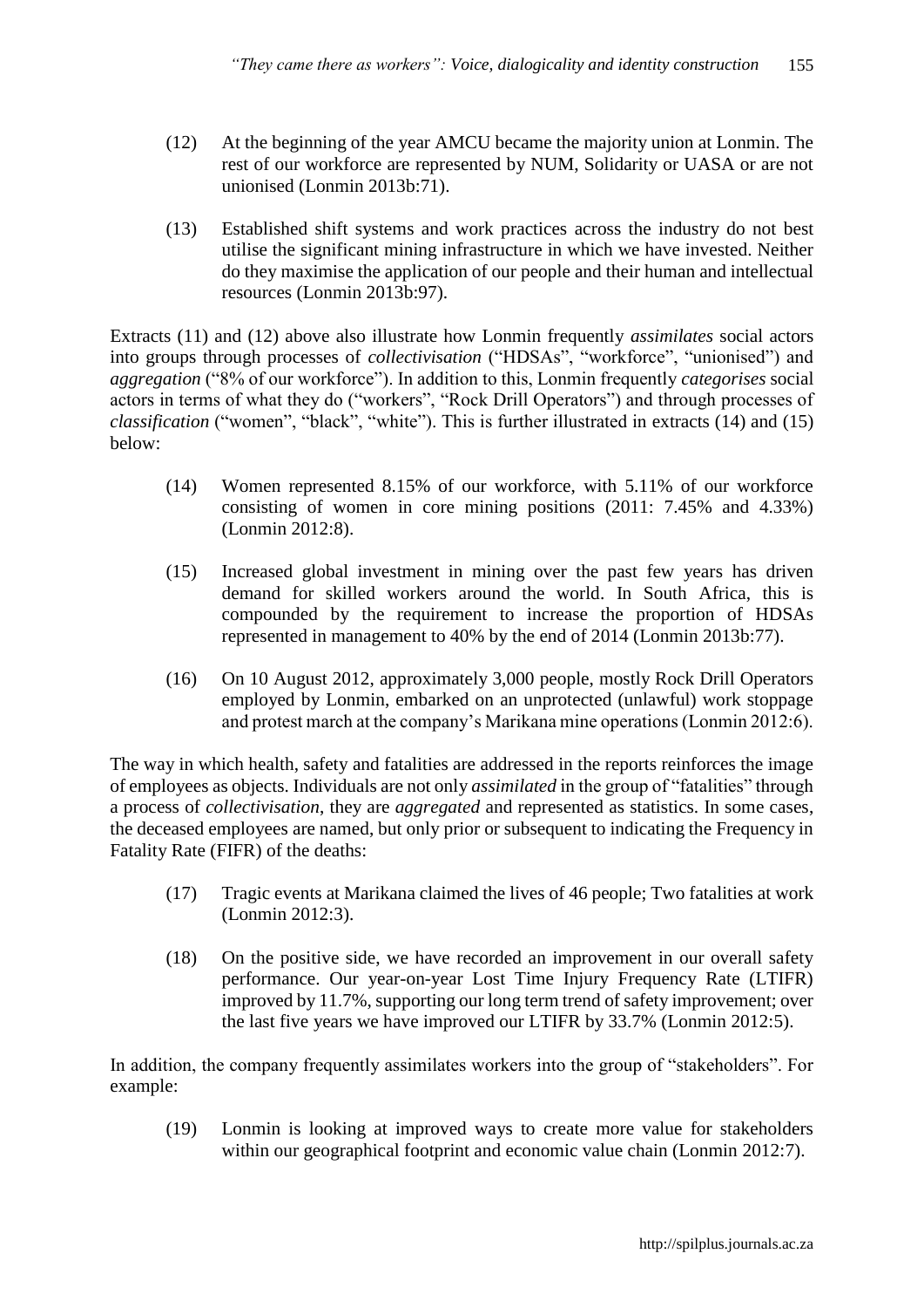(12) At the beginning of the year AMCU became the majority union at Lonmin. The rest of our workforce are represented by NUM, Solidarity or UASA or are not unionised (Lonmin 2013b:71).

(13) Established shift systems and work practices across the industry do not best utilise the significant mining infrastructure in which we have invested. Neither do they maximise the application of our people and their human and intellectual resources (Lonmin 2013b:97).

Extracts (11) and (12) above also illustrate how Lonmin frequently *assimilates* social actors into groups through processes of *collectivisation* ("HDSAs", "workforce", "unionised") and *aggregation* ("8% of our workforce"). In addition to this, Lonmin frequently *categorises* social actors in terms of what they do ("workers", "Rock Drill Operators") and through processes of *classification* ("women", "black", "white"). This is further illustrated in extracts (14) and (15) below:

(14) Women represented 8.15% of our workforce, with 5.11% of our workforce consisting of women in core mining positions (2011: 7.45% and 4.33%) (Lonmin 2012:8).

(15) Increased global investment in mining over the past few years has driven demand for skilled workers around the world. In South Africa, this is compounded by the requirement to increase the proportion of HDSAs represented in management to 40% by the end of 2014 (Lonmin 2013b:77).

(16) On 10 August 2012, approximately 3,000 people, mostly Rock Drill Operators employed by Lonmin, embarked on an unprotected (unlawful) work stoppage and protest march at the company's Marikana mine operations (Lonmin 2012:6).

The way in which health, safety and fatalities are addressed in the reports reinforces the image of employees as objects. Individuals are not only *assimilated* in the group of "fatalities" through a process of *collectivisation*, they are *aggregated* and represented as statistics. In some cases, the deceased employees are named, but only prior or subsequent to indicating the Frequency in Fatality Rate (FIFR) of the deaths:

(17) Tragic events at Marikana claimed the lives of 46 people; Two fatalities at work (Lonmin 2012:3).

(18) On the positive side, we have recorded an improvement in our overall safety performance. Our year-on-year Lost Time Injury Frequency Rate (LTIFR) improved by 11.7%, supporting our long term trend of safety improvement; over the last five years we have improved our LTIFR by 33.7% (Lonmin 2012:5).

In addition, the company frequently assimilates workers into the group of "stakeholders". For example:

(19) Lonmin is looking at improved ways to create more value for stakeholders within our geographical footprint and economic value chain (Lonmin 2012:7).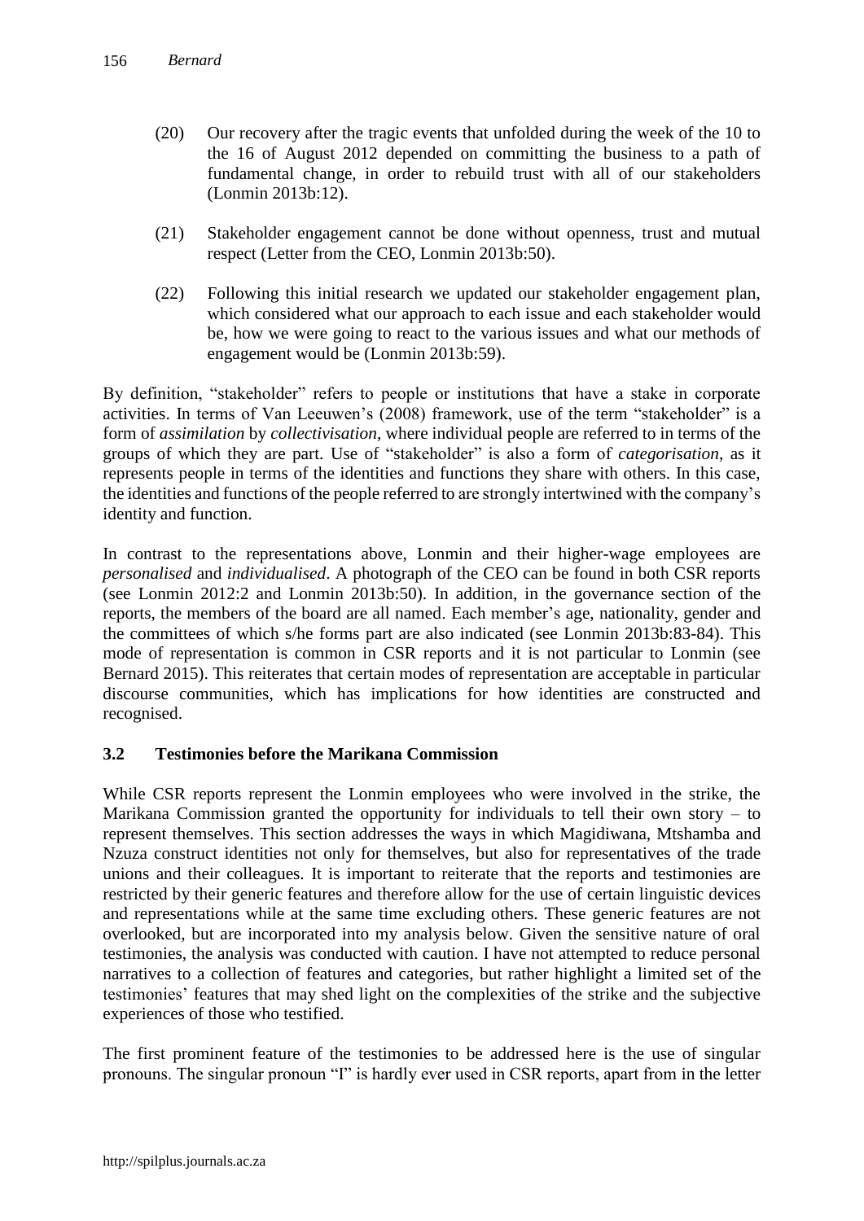(20) Our recovery after the tragic events that unfolded during the week of the 10 to the 16 of August 2012 depended on committing the business to a path of fundamental change, in order to rebuild trust with all of our stakeholders (Lonmin 2013b:12).

(21) Stakeholder engagement cannot be done without openness, trust and mutual respect (Letter from the CEO, Lonmin 2013b:50).

(22) Following this initial research we updated our stakeholder engagement plan, which considered what our approach to each issue and each stakeholder would be, how we were going to react to the various issues and what our methods of engagement would be (Lonmin 2013b:59).

By definition, "stakeholder" refers to people or institutions that have a stake in corporate activities. In terms of Van Leeuwen's (2008) framework, use of the term "stakeholder" is a form of *assimilation* by *collectivisation*, where individual people are referred to in terms of the groups of which they are part. Use of "stakeholder" is also a form of *categorisation*, as it represents people in terms of the identities and functions they share with others. In this case, the identities and functions of the people referred to are strongly intertwined with the company's identity and function.

In contrast to the representations above, Lonmin and their higher-wage employees are *personalised* and *individualised*. A photograph of the CEO can be found in both CSR reports (see Lonmin 2012:2 and Lonmin 2013b:50). In addition, in the governance section of the reports, the members of the board are all named. Each member's age, nationality, gender and the committees of which s/he forms part are also indicated (see Lonmin 2013b:83-84). This mode of representation is common in CSR reports and it is not particular to Lonmin (see Bernard 2015). This reiterates that certain modes of representation are acceptable in particular discourse communities, which has implications for how identities are constructed and recognised.

### 3.2 Testimonies before the Marikana Commission

While CSR reports represent the Lonmin employees who were involved in the strike, the Marikana Commission granted the opportunity for individuals to tell their own story – to represent themselves. This section addresses the ways in which Magidiwana, Mtshamba and Nzuza construct identities not only for themselves, but also for representatives of the trade unions and their colleagues. It is important to reiterate that the reports and testimonies are restricted by their generic features and therefore allow for the use of certain linguistic devices and representations while at the same time excluding others. These generic features are not overlooked, but are incorporated into my analysis below. Given the sensitive nature of oral testimonies, the analysis was conducted with caution. I have not attempted to reduce personal narratives to a collection of features and categories, but rather highlight a limited set of the testimonies' features that may shed light on the complexities of the strike and the subjective experiences of those who testified.

The first prominent feature of the testimonies to be addressed here is the use of singular pronouns. The singular pronoun "I" is hardly ever used in CSR reports, apart from in the letter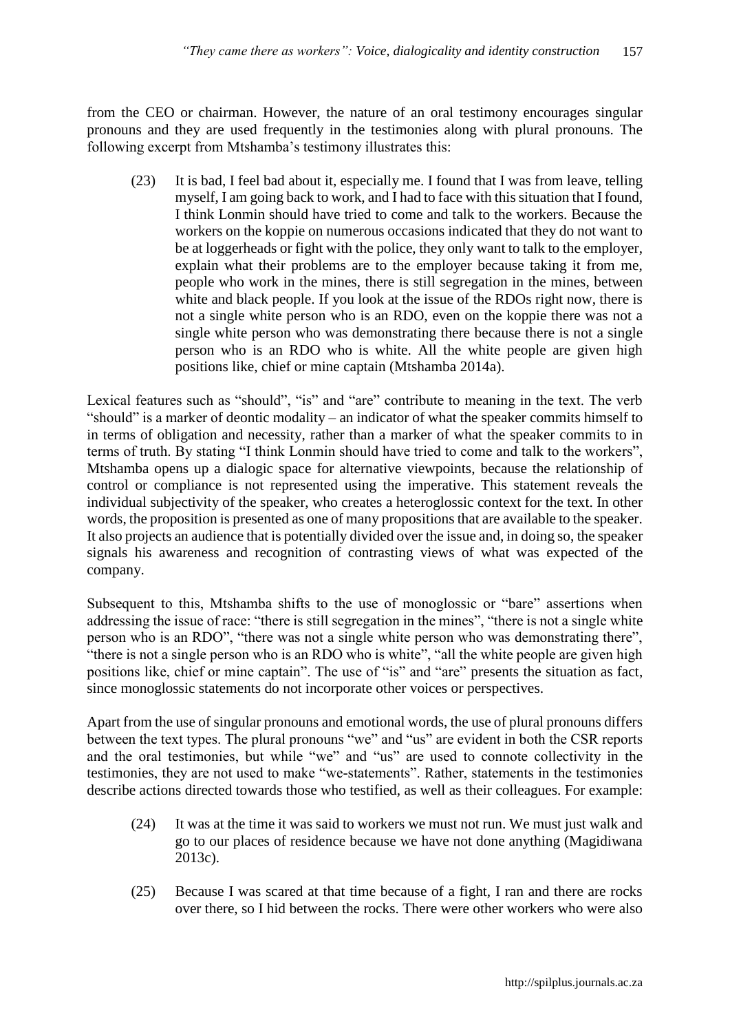from the CEO or chairman. However, the nature of an oral testimony encourages singular pronouns and they are used frequently in the testimonies along with plural pronouns. The following excerpt from Mtshamba's testimony illustrates this:

> (23) It is bad, I feel bad about it, especially me. I found that I was from leave, telling myself, I am going back to work, and I had to face with this situation that I found, I think Lonmin should have tried to come and talk to the workers. Because the workers on the koppie on numerous occasions indicated that they do not want to be at loggerheads or fight with the police, they only want to talk to the employer, explain what their problems are to the employer because taking it from me, people who work in the mines, there is still segregation in the mines, between white and black people. If you look at the issue of the RDOs right now, there is not a single white person who is an RDO, even on the koppie there was not a single white person who was demonstrating there because there is not a single person who is an RDO who is white. All the white people are given high positions like, chief or mine captain (Mtshamba 2014a).

Lexical features such as "should", "is" and "are" contribute to meaning in the text. The verb "should" is a marker of deontic modality – an indicator of what the speaker commits himself to in terms of obligation and necessity, rather than a marker of what the speaker commits to in terms of truth. By stating "I think Lonmin should have tried to come and talk to the workers", Mtshamba opens up a dialogic space for alternative viewpoints, because the relationship of control or compliance is not represented using the imperative. This statement reveals the individual subjectivity of the speaker, who creates a heteroglossic context for the text. In other words, the proposition is presented as one of many propositions that are available to the speaker. It also projects an audience that is potentially divided over the issue and, in doing so, the speaker signals his awareness and recognition of contrasting views of what was expected of the company.

Subsequent to this, Mtshamba shifts to the use of monoglossic or "bare" assertions when addressing the issue of race: "there is still segregation in the mines", "there is not a single white person who is an RDO", "there was not a single white person who was demonstrating there", "there is not a single person who is an RDO who is white", "all the white people are given high positions like, chief or mine captain". The use of "is" and "are" presents the situation as fact, since monoglossic statements do not incorporate other voices or perspectives.

Apart from the use of singular pronouns and emotional words, the use of plural pronouns differs between the text types. The plural pronouns "we" and "us" are evident in both the CSR reports and the oral testimonies, but while "we" and "us" are used to connote collectivity in the testimonies, they are not used to make "we-statements". Rather, statements in the testimonies describe actions directed towards those who testified, as well as their colleagues. For example:

> (24) It was at the time it was said to workers we must not run. We must just walk and go to our places of residence because we have not done anything (Magidiwana 2013c).

> (25) Because I was scared at that time because of a fight, I ran and there are rocks over there, so I hid between the rocks. There were other workers who were also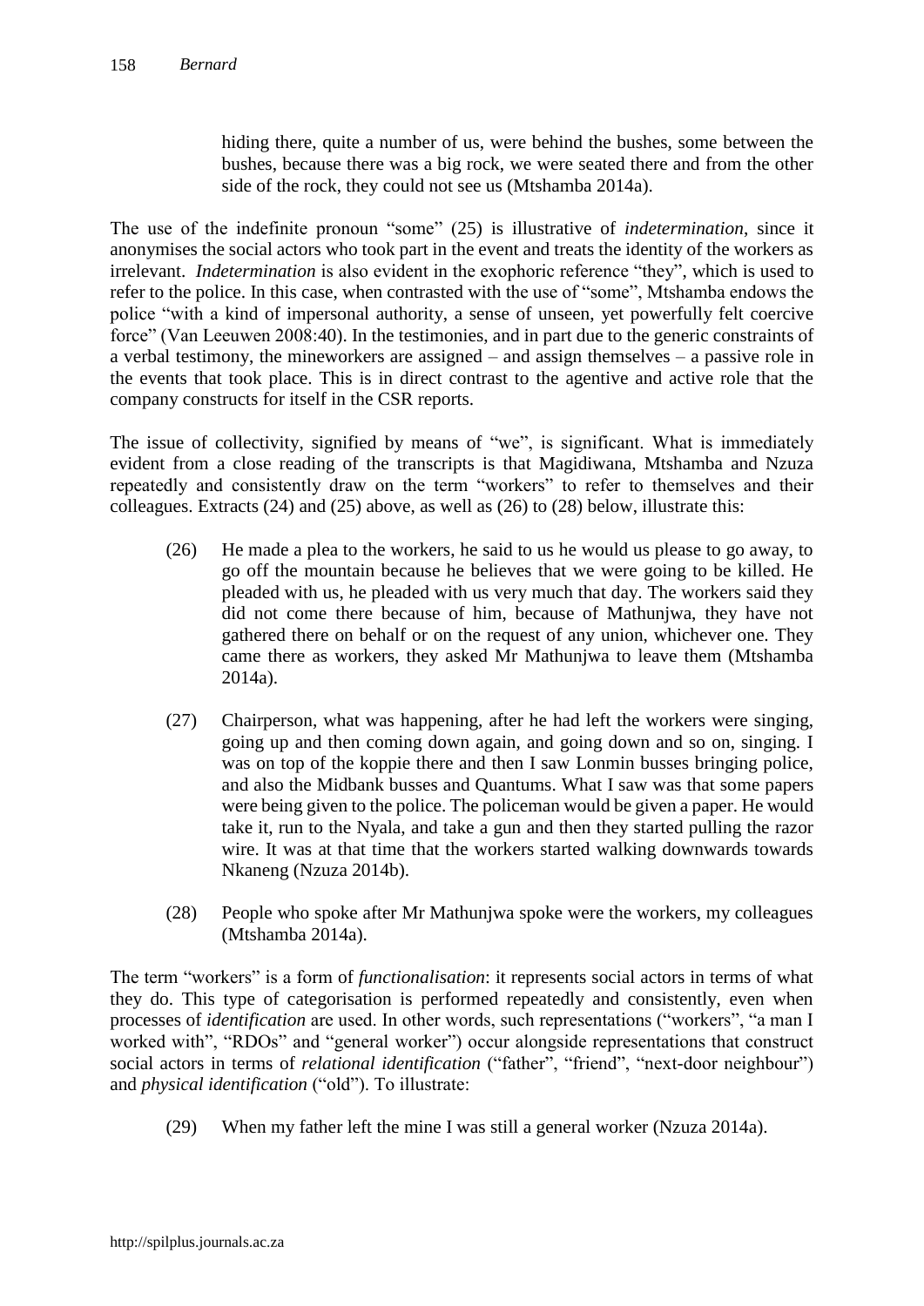hiding there, quite a number of us, were behind the bushes, some between the bushes, because there was a big rock, we were seated there and from the other side of the rock, they could not see us (Mtshamba 2014a).

The use of the indefinite pronoun "some" (25) is illustrative of *indetermination*, since it anonymises the social actors who took part in the event and treats the identity of the workers as irrelevant. *Indetermination* is also evident in the exophoric reference "they", which is used to refer to the police. In this case, when contrasted with the use of "some", Mtshamba endows the police "with a kind of impersonal authority, a sense of unseen, yet powerfully felt coercive force" (Van Leeuwen 2008:40). In the testimonies, and in part due to the generic constraints of a verbal testimony, the mineworkers are assigned – and assign themselves – a passive role in the events that took place. This is in direct contrast to the agentive and active role that the company constructs for itself in the CSR reports.

The issue of collectivity, signified by means of "we", is significant. What is immediately evident from a close reading of the transcripts is that Magidiwana, Mtshamba and Nzuza repeatedly and consistently draw on the term "workers" to refer to themselves and their colleagues. Extracts (24) and (25) above, as well as (26) to (28) below, illustrate this:

(26) He made a plea to the workers, he said to us he would us please to go away, to go off the mountain because he believes that we were going to be killed. He pleaded with us, he pleaded with us very much that day. The workers said they did not come there because of him, because of Mathunjwa, they have not gathered there on behalf or on the request of any union, whichever one. They came there as workers, they asked Mr Mathunjwa to leave them (Mtshamba 2014a).

(27) Chairperson, what was happening, after he had left the workers were singing, going up and then coming down again, and going down and so on, singing. I was on top of the koppie there and then I saw Lonmin busses bringing police, and also the Midbank busses and Quantums. What I saw was that some papers were being given to the police. The policeman would be given a paper. He would take it, run to the Nyala, and take a gun and then they started pulling the razor wire. It was at that time that the workers started walking downwards towards Nkaneng (Nzuza 2014b).

(28) People who spoke after Mr Mathunjwa spoke were the workers, my colleagues (Mtshamba 2014a).

The term "workers" is a form of *functionalisation*: it represents social actors in terms of what they do. This type of categorisation is performed repeatedly and consistently, even when processes of *identification* are used. In other words, such representations ("workers", "a man I worked with", "RDOs" and "general worker") occur alongside representations that construct social actors in terms of *relational identification* ("father", "friend", "next-door neighbour") and *physical identification* ("old"). To illustrate:

(29) When my father left the mine I was still a general worker (Nzuza 2014a).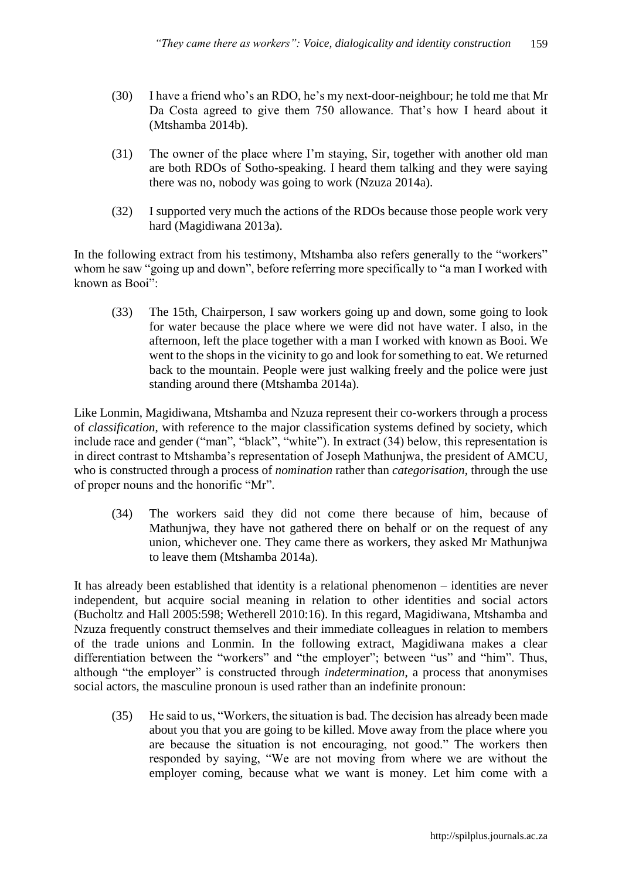(30) I have a friend who's an RDO, he's my next-door-neighbour; he told me that Mr Da Costa agreed to give them 750 allowance. That's how I heard about it (Mtshamba 2014b).

(31) The owner of the place where I'm staying, Sir, together with another old man are both RDOs of Sotho-speaking. I heard them talking and they were saying there was no, nobody was going to work (Nzuza 2014a).

(32) I supported very much the actions of the RDOs because those people work very hard (Magidiwana 2013a).

In the following extract from his testimony, Mtshamba also refers generally to the "workers" whom he saw "going up and down", before referring more specifically to "a man I worked with known as Booi":

(33) The 15th, Chairperson, I saw workers going up and down, some going to look for water because the place where we were did not have water. I also, in the afternoon, left the place together with a man I worked with known as Booi. We went to the shops in the vicinity to go and look for something to eat. We returned back to the mountain. People were just walking freely and the police were just standing around there (Mtshamba 2014a).

Like Lonmin, Magidiwana, Mtshamba and Nzuza represent their co-workers through a process of *classification*, with reference to the major classification systems defined by society, which include race and gender ("man", "black", "white"). In extract (34) below, this representation is in direct contrast to Mtshamba's representation of Joseph Mathunjwa, the president of AMCU, who is constructed through a process of *nomination* rather than *categorisation*, through the use of proper nouns and the honorific "Mr".

(34) The workers said they did not come there because of him, because of Mathunjwa, they have not gathered there on behalf or on the request of any union, whichever one. They came there as workers, they asked Mr Mathunjwa to leave them (Mtshamba 2014a).

It has already been established that identity is a relational phenomenon – identities are never independent, but acquire social meaning in relation to other identities and social actors (Bucholtz and Hall 2005:598; Wetherell 2010:16). In this regard, Magidiwana, Mtshamba and Nzuza frequently construct themselves and their immediate colleagues in relation to members of the trade unions and Lonmin. In the following extract, Magidiwana makes a clear differentiation between the "workers" and "the employer"; between "us" and "him". Thus, although "the employer" is constructed through *indetermination*, a process that anonymises social actors, the masculine pronoun is used rather than an indefinite pronoun:

(35) He said to us, "Workers, the situation is bad. The decision has already been made about you that you are going to be killed. Move away from the place where you are because the situation is not encouraging, not good." The workers then responded by saying, "We are not moving from where we are without the employer coming, because what we want is money. Let him come with a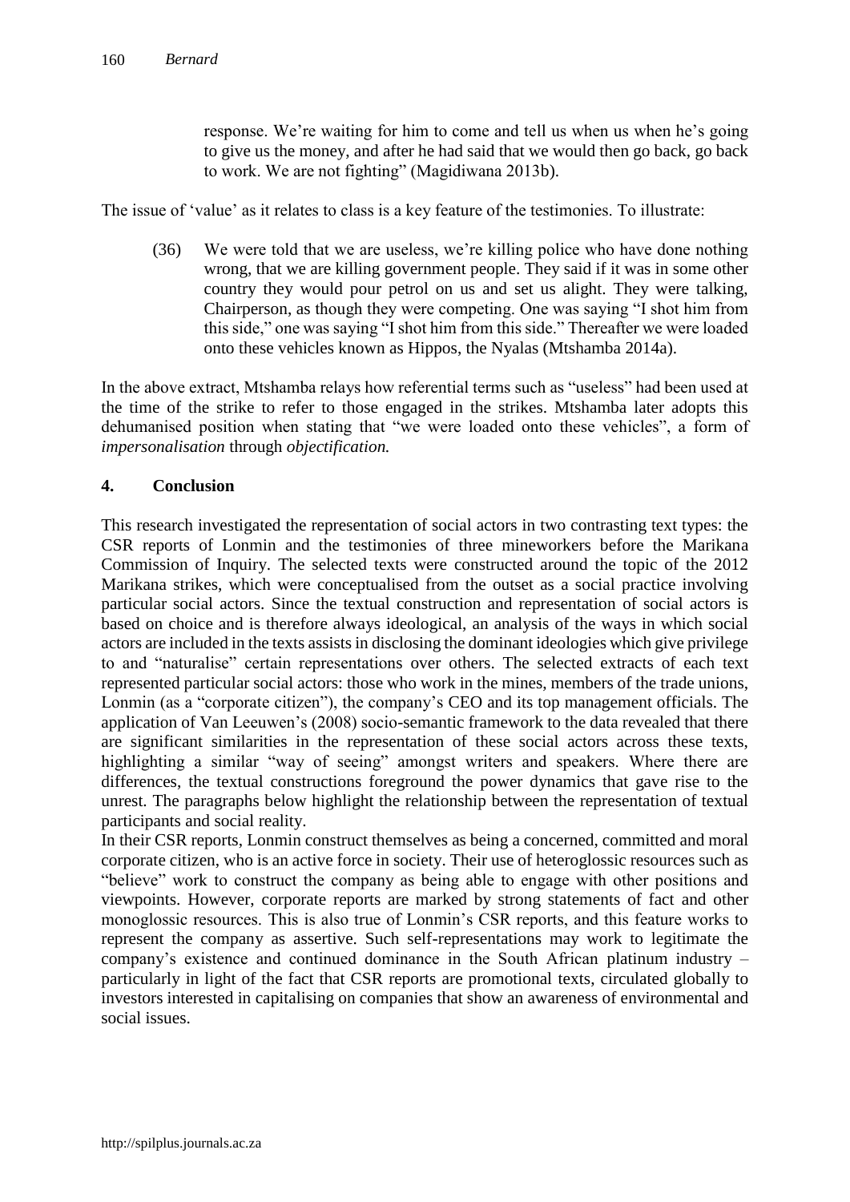> response. We're waiting for him to come and tell us when us when he's going to give us the money, and after he had said that we would then go back, go back to work. We are not fighting" (Magidiwana 2013b).

The issue of 'value' as it relates to class is a key feature of the testimonies. To illustrate:

> (36) We were told that we are useless, we're killing police who have done nothing wrong, that we are killing government people. They said if it was in some other country they would pour petrol on us and set us alight. They were talking, Chairperson, as though they were competing. One was saying "I shot him from this side," one was saying "I shot him from this side." Thereafter we were loaded onto these vehicles known as Hippos, the Nyalas (Mtshamba 2014a).

In the above extract, Mtshamba relays how referential terms such as "useless" had been used at the time of the strike to refer to those engaged in the strikes. Mtshamba later adopts this dehumanised position when stating that "we were loaded onto these vehicles", a form of *impersonalisation* through *objectification.*

## 4. Conclusion

This research investigated the representation of social actors in two contrasting text types: the CSR reports of Lonmin and the testimonies of three mineworkers before the Marikana Commission of Inquiry. The selected texts were constructed around the topic of the 2012 Marikana strikes, which were conceptualised from the outset as a social practice involving particular social actors. Since the textual construction and representation of social actors is based on choice and is therefore always ideological, an analysis of the ways in which social actors are included in the texts assists in disclosing the dominant ideologies which give privilege to and "naturalise" certain representations over others. The selected extracts of each text represented particular social actors: those who work in the mines, members of the trade unions, Lonmin (as a "corporate citizen"), the company's CEO and its top management officials. The application of Van Leeuwen's (2008) socio-semantic framework to the data revealed that there are significant similarities in the representation of these social actors across these texts, highlighting a similar "way of seeing" amongst writers and speakers. Where there are differences, the textual constructions foreground the power dynamics that gave rise to the unrest. The paragraphs below highlight the relationship between the representation of textual participants and social reality.

In their CSR reports, Lonmin construct themselves as being a concerned, committed and moral corporate citizen, who is an active force in society. Their use of heteroglossic resources such as "believe" work to construct the company as being able to engage with other positions and viewpoints. However, corporate reports are marked by strong statements of fact and other monoglossic resources. This is also true of Lonmin's CSR reports, and this feature works to represent the company as assertive. Such self-representations may work to legitimate the company's existence and continued dominance in the South African platinum industry – particularly in light of the fact that CSR reports are promotional texts, circulated globally to investors interested in capitalising on companies that show an awareness of environmental and social issues.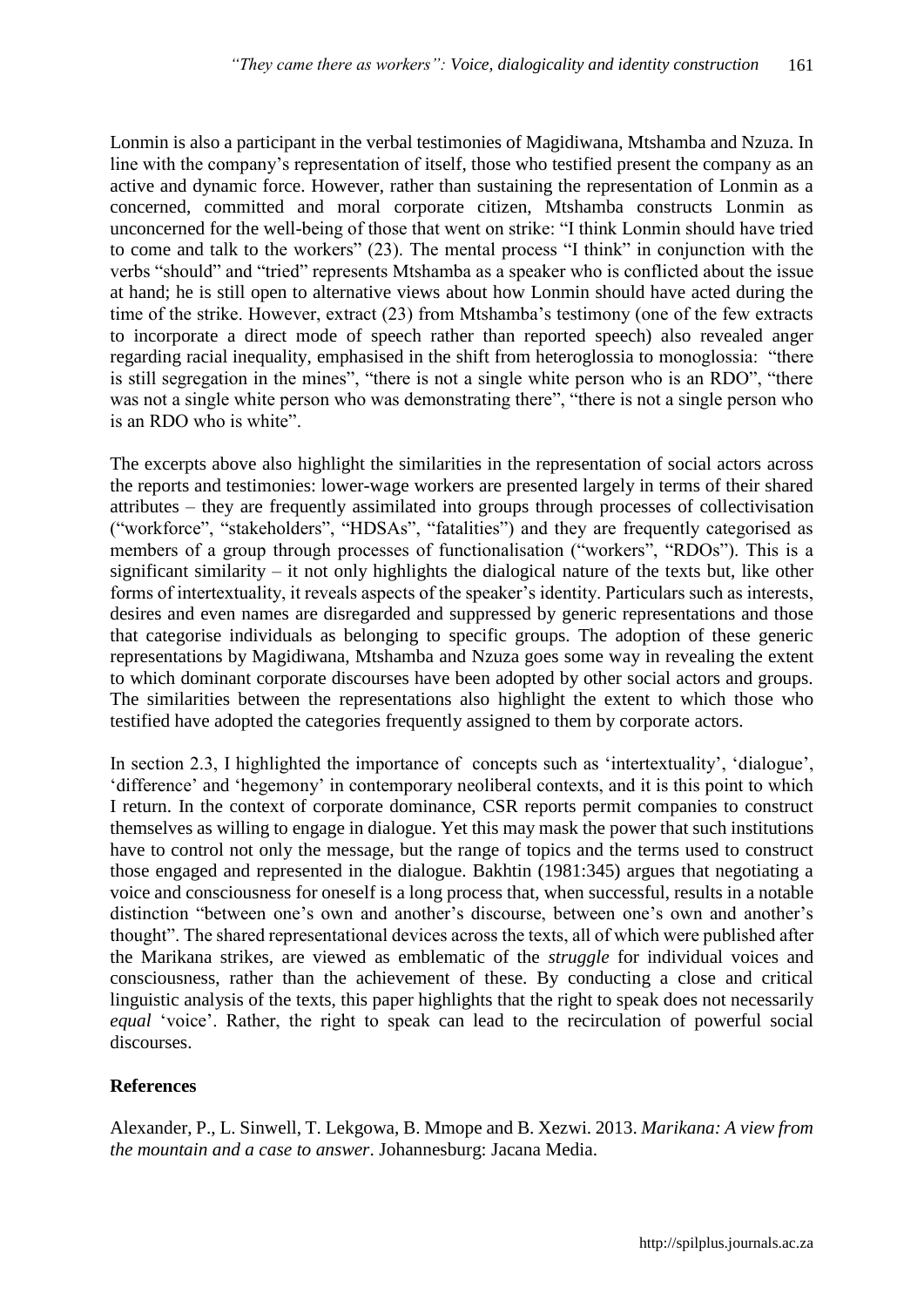Lonmin is also a participant in the verbal testimonies of Magidiwana, Mtshamba and Nzuza. In line with the company's representation of itself, those who testified present the company as an active and dynamic force. However, rather than sustaining the representation of Lonmin as a concerned, committed and moral corporate citizen, Mtshamba constructs Lonmin as unconcerned for the well-being of those that went on strike: "I think Lonmin should have tried to come and talk to the workers" (23). The mental process "I think" in conjunction with the verbs "should" and "tried" represents Mtshamba as a speaker who is conflicted about the issue at hand; he is still open to alternative views about how Lonmin should have acted during the time of the strike. However, extract (23) from Mtshamba's testimony (one of the few extracts to incorporate a direct mode of speech rather than reported speech) also revealed anger regarding racial inequality, emphasised in the shift from heteroglossia to monoglossia: "there is still segregation in the mines", "there is not a single white person who is an RDO", "there was not a single white person who was demonstrating there", "there is not a single person who is an RDO who is white".

The excerpts above also highlight the similarities in the representation of social actors across the reports and testimonies: lower-wage workers are presented largely in terms of their shared attributes – they are frequently assimilated into groups through processes of collectivisation ("workforce", "stakeholders", "HDSAs", "fatalities") and they are frequently categorised as members of a group through processes of functionalisation ("workers", "RDOs"). This is a significant similarity – it not only highlights the dialogical nature of the texts but, like other forms of intertextuality, it reveals aspects of the speaker's identity. Particulars such as interests, desires and even names are disregarded and suppressed by generic representations and those that categorise individuals as belonging to specific groups. The adoption of these generic representations by Magidiwana, Mtshamba and Nzuza goes some way in revealing the extent to which dominant corporate discourses have been adopted by other social actors and groups. The similarities between the representations also highlight the extent to which those who testified have adopted the categories frequently assigned to them by corporate actors.

In section 2.3, I highlighted the importance of concepts such as 'intertextuality', 'dialogue', 'difference' and 'hegemony' in contemporary neoliberal contexts, and it is this point to which I return. In the context of corporate dominance, CSR reports permit companies to construct themselves as willing to engage in dialogue. Yet this may mask the power that such institutions have to control not only the message, but the range of topics and the terms used to construct those engaged and represented in the dialogue. Bakhtin (1981:345) argues that negotiating a voice and consciousness for oneself is a long process that, when successful, results in a notable distinction "between one's own and another's discourse, between one's own and another's thought". The shared representational devices across the texts, all of which were published after the Marikana strikes, are viewed as emblematic of the *struggle* for individual voices and consciousness, rather than the achievement of these. By conducting a close and critical linguistic analysis of the texts, this paper highlights that the right to speak does not necessarily *equal* 'voice'. Rather, the right to speak can lead to the recirculation of powerful social discourses.

## References

Alexander, P., L. Sinwell, T. Lekgowa, B. Mmope and B. Xezwi. 2013. *Marikana: A view from the mountain and a case to answer*. Johannesburg: Jacana Media.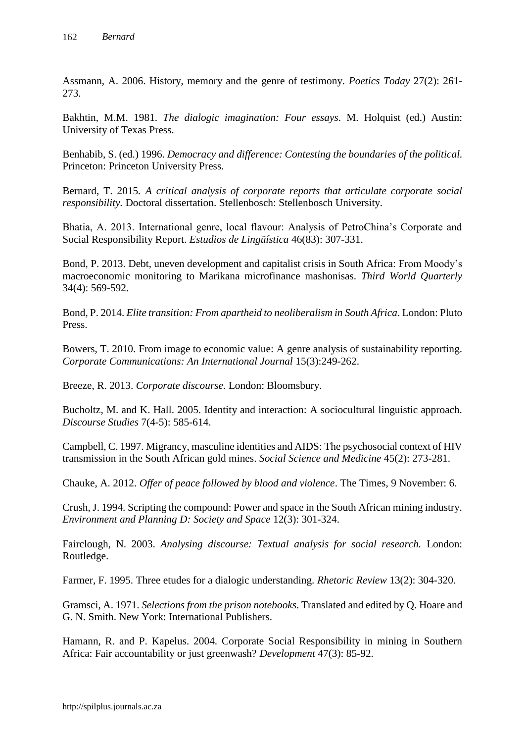Assmann, A. 2006. History, memory and the genre of testimony. *Poetics Today* 27(2): 261-273.

Bakhtin, M.M. 1981. *The dialogic imagination: Four essays*. M. Holquist (ed.) Austin: University of Texas Press.

Benhabib, S. (ed.) 1996. *Democracy and difference: Contesting the boundaries of the political.* Princeton: Princeton University Press.

Bernard, T. 2015. *A critical analysis of corporate reports that articulate corporate social responsibility.* Doctoral dissertation. Stellenbosch: Stellenbosch University.

Bhatia, A. 2013. International genre, local flavour: Analysis of PetroChina's Corporate and Social Responsibility Report. *Estudios de Lingüística* 46(83): 307-331.

Bond, P. 2013. Debt, uneven development and capitalist crisis in South Africa: From Moody's macroeconomic monitoring to Marikana microfinance mashonisas. *Third World Quarterly* 34(4): 569-592.

Bond, P. 2014. *Elite transition: From apartheid to neoliberalism in South Africa*. London: Pluto Press.

Bowers, T. 2010. From image to economic value: A genre analysis of sustainability reporting. *Corporate Communications: An International Journal* 15(3):249-262.

Breeze, R. 2013. *Corporate discourse*. London: Bloomsbury.

Bucholtz, M. and K. Hall. 2005. Identity and interaction: A sociocultural linguistic approach. *Discourse Studies* 7(4-5): 585-614.

Campbell, C. 1997. Migrancy, masculine identities and AIDS: The psychosocial context of HIV transmission in the South African gold mines. *Social Science and Medicine* 45(2): 273-281.

Chauke, A. 2012. *Offer of peace followed by blood and violence*. The Times, 9 November: 6.

Crush, J. 1994. Scripting the compound: Power and space in the South African mining industry. *Environment and Planning D: Society and Space* 12(3): 301-324.

Fairclough, N. 2003. *Analysing discourse: Textual analysis for social research.* London: Routledge.

Farmer, F. 1995. Three etudes for a dialogic understanding. *Rhetoric Review* 13(2): 304-320.

Gramsci, A. 1971. *Selections from the prison notebooks*. Translated and edited by Q. Hoare and G. N. Smith. New York: International Publishers.

Hamann, R. and P. Kapelus. 2004. Corporate Social Responsibility in mining in Southern Africa: Fair accountability or just greenwash? *Development* 47(3): 85-92.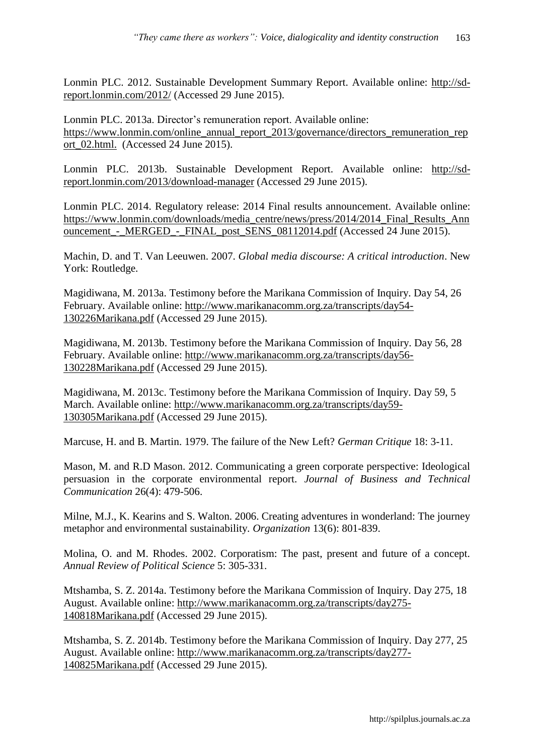Lonmin PLC. 2012. Sustainable Development Summary Report. Available online: http://sd-report.lonmin.com/2012/ (Accessed 29 June 2015).

Lonmin PLC. 2013a. Director's remuneration report. Available online: https://www.lonmin.com/online_annual_report_2013/governance/directors_remuneration_report_02.html. (Accessed 24 June 2015).

Lonmin PLC. 2013b. Sustainable Development Report. Available online: http://sd-report.lonmin.com/2013/download-manager (Accessed 29 June 2015).

Lonmin PLC. 2014. Regulatory release: 2014 Final results announcement. Available online: https://www.lonmin.com/downloads/media_centre/news/press/2014/2014_Final_Results_Announcement_-_MERGED_-_FINAL_post_SENS_08112014.pdf (Accessed 24 June 2015).

Machin, D. and T. Van Leeuwen. 2007. *Global media discourse: A critical introduction*. New York: Routledge.

Magidiwana, M. 2013a. Testimony before the Marikana Commission of Inquiry. Day 54, 26 February. Available online: http://www.marikanacomm.org.za/transcripts/day54-130226Marikana.pdf (Accessed 29 June 2015).

Magidiwana, M. 2013b. Testimony before the Marikana Commission of Inquiry. Day 56, 28 February. Available online: http://www.marikanacomm.org.za/transcripts/day56-130228Marikana.pdf (Accessed 29 June 2015).

Magidiwana, M. 2013c. Testimony before the Marikana Commission of Inquiry. Day 59, 5 March. Available online: http://www.marikanacomm.org.za/transcripts/day59-130305Marikana.pdf (Accessed 29 June 2015).

Marcuse, H. and B. Martin. 1979. The failure of the New Left? *German Critique* 18: 3-11.

Mason, M. and R.D Mason. 2012. Communicating a green corporate perspective: Ideological persuasion in the corporate environmental report. *Journal of Business and Technical Communication* 26(4): 479-506.

Milne, M.J., K. Kearins and S. Walton. 2006. Creating adventures in wonderland: The journey metaphor and environmental sustainability. *Organization* 13(6): 801-839.

Molina, O. and M. Rhodes. 2002. Corporatism: The past, present and future of a concept. *Annual Review of Political Science* 5: 305-331.

Mtshamba, S. Z. 2014a. Testimony before the Marikana Commission of Inquiry. Day 275, 18 August. Available online: http://www.marikanacomm.org.za/transcripts/day275-140818Marikana.pdf (Accessed 29 June 2015).

Mtshamba, S. Z. 2014b. Testimony before the Marikana Commission of Inquiry. Day 277, 25 August. Available online: http://www.marikanacomm.org.za/transcripts/day277-140825Marikana.pdf (Accessed 29 June 2015).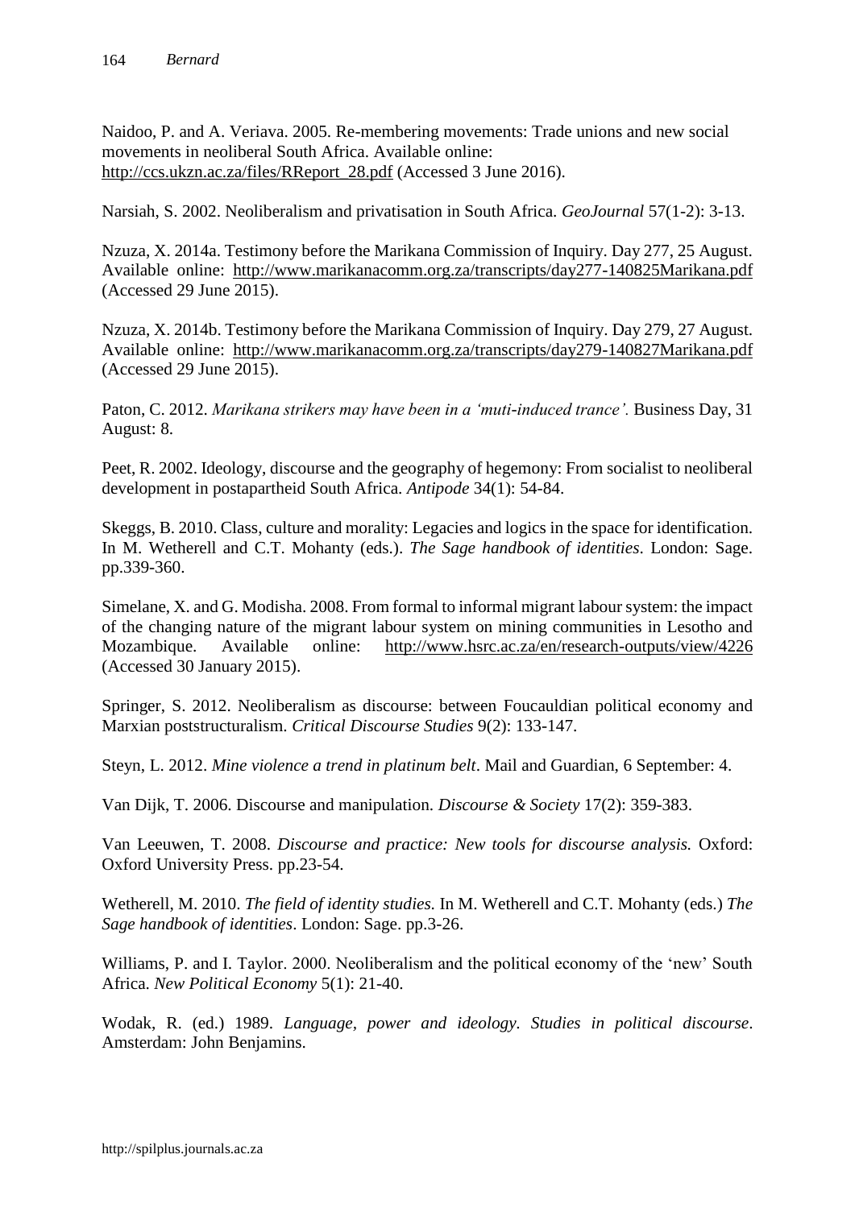Naidoo, P. and A. Veriava. 2005. Re-membering movements: Trade unions and new social movements in neoliberal South Africa. Available online: http://ccs.ukzn.ac.za/files/RReport_28.pdf (Accessed 3 June 2016).

Narsiah, S. 2002. Neoliberalism and privatisation in South Africa. *GeoJournal* 57(1-2): 3-13.

Nzuza, X. 2014a. Testimony before the Marikana Commission of Inquiry. Day 277, 25 August. Available online: http://www.marikanacomm.org.za/transcripts/day277-140825Marikana.pdf (Accessed 29 June 2015).

Nzuza, X. 2014b. Testimony before the Marikana Commission of Inquiry. Day 279, 27 August. Available online: http://www.marikanacomm.org.za/transcripts/day279-140827Marikana.pdf (Accessed 29 June 2015).

Paton, C. 2012. *Marikana strikers may have been in a 'muti-induced trance'.* Business Day, 31 August: 8.

Peet, R. 2002. Ideology, discourse and the geography of hegemony: From socialist to neoliberal development in postapartheid South Africa. *Antipode* 34(1): 54-84.

Skeggs, B. 2010. Class, culture and morality: Legacies and logics in the space for identification. In M. Wetherell and C.T. Mohanty (eds.). *The Sage handbook of identities*. London: Sage. pp.339-360.

Simelane, X. and G. Modisha. 2008. From formal to informal migrant labour system: the impact of the changing nature of the migrant labour system on mining communities in Lesotho and Mozambique. Available online: http://www.hsrc.ac.za/en/research-outputs/view/4226 (Accessed 30 January 2015).

Springer, S. 2012. Neoliberalism as discourse: between Foucauldian political economy and Marxian poststructuralism. *Critical Discourse Studies* 9(2): 133-147.

Steyn, L. 2012. *Mine violence a trend in platinum belt*. Mail and Guardian, 6 September: 4.

Van Dijk, T. 2006. Discourse and manipulation. *Discourse & Society* 17(2): 359-383.

Van Leeuwen, T. 2008. *Discourse and practice: New tools for discourse analysis.* Oxford: Oxford University Press. pp.23-54.

Wetherell, M. 2010. *The field of identity studies.* In M. Wetherell and C.T. Mohanty (eds.) *The Sage handbook of identities*. London: Sage. pp.3-26.

Williams, P. and I. Taylor. 2000. Neoliberalism and the political economy of the 'new' South Africa. *New Political Economy* 5(1): 21-40.

Wodak, R. (ed.) 1989. *Language, power and ideology. Studies in political discourse*. Amsterdam: John Benjamins.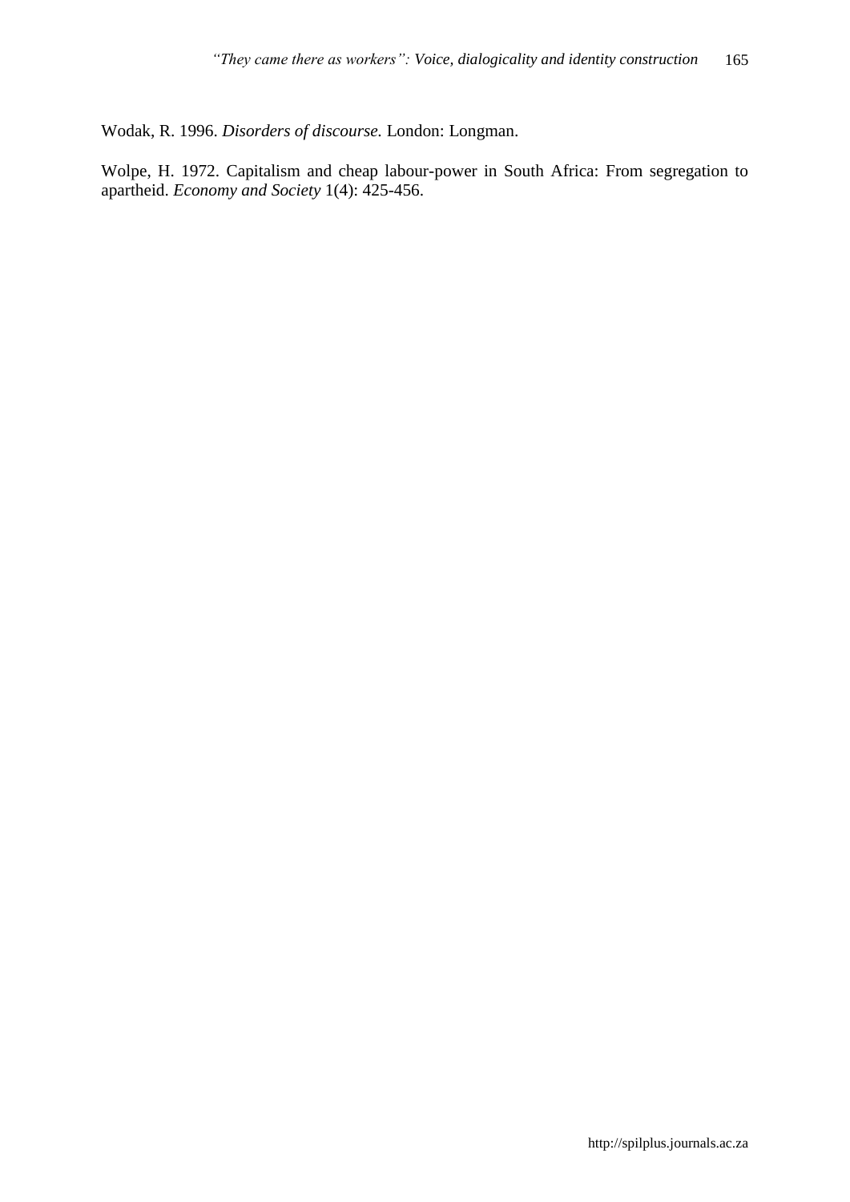Wodak, R. 1996. *Disorders of discourse.* London: Longman.

Wolpe, H. 1972. Capitalism and cheap labour-power in South Africa: From segregation to apartheid. *Economy and Society* 1(4): 425-456.